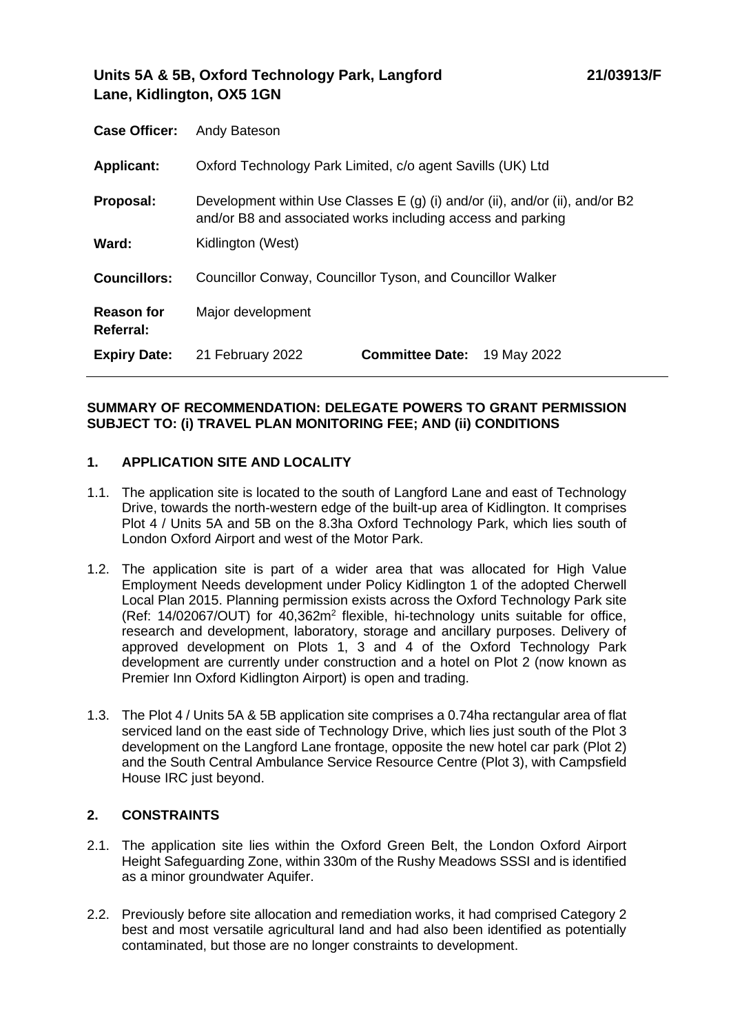**Units 5A & 5B, Oxford Technology Park, Langford Lane, Kidlington, OX5 1GN** **21/03913/F**

| | | | |
|---|---|---|---|
| **Case Officer:** | Andy Bateson | | |
| **Applicant:** | Oxford Technology Park Limited, c/o agent Savills (UK) Ltd | | |
| **Proposal:** | Development within Use Classes E (g) (i) and/or (ii), and/or (ii), and/or B2 and/or B8 and associated works including access and parking | | |
| **Ward:** | Kidlington (West) | | |
| **Councillors:** | Councillor Conway, Councillor Tyson, and Councillor Walker | | |
| **Reason for Referral:** | Major development | | |
| **Expiry Date:** | 21 February 2022 | **Committee Date:** | 19 May 2022 |

**SUMMARY OF RECOMMENDATION: DELEGATE POWERS TO GRANT PERMISSION SUBJECT TO: (i) TRAVEL PLAN MONITORING FEE; AND (ii) CONDITIONS**

## 1. APPLICATION SITE AND LOCALITY

1.1. The application site is located to the south of Langford Lane and east of Technology Drive, towards the north-western edge of the built-up area of Kidlington. It comprises Plot 4 / Units 5A and 5B on the 8.3ha Oxford Technology Park, which lies south of London Oxford Airport and west of the Motor Park.

1.2. The application site is part of a wider area that was allocated for High Value Employment Needs development under Policy Kidlington 1 of the adopted Cherwell Local Plan 2015. Planning permission exists across the Oxford Technology Park site (Ref: 14/02067/OUT) for 40,362m$^2$ flexible, hi-technology units suitable for office, research and development, laboratory, storage and ancillary purposes. Delivery of approved development on Plots 1, 3 and 4 of the Oxford Technology Park development are currently under construction and a hotel on Plot 2 (now known as Premier Inn Oxford Kidlington Airport) is open and trading.

1.3. The Plot 4 / Units 5A & 5B application site comprises a 0.74ha rectangular area of flat serviced land on the east side of Technology Drive, which lies just south of the Plot 3 development on the Langford Lane frontage, opposite the new hotel car park (Plot 2) and the South Central Ambulance Service Resource Centre (Plot 3), with Campsfield House IRC just beyond.

## 2. CONSTRAINTS

2.1. The application site lies within the Oxford Green Belt, the London Oxford Airport Height Safeguarding Zone, within 330m of the Rushy Meadows SSSI and is identified as a minor groundwater Aquifer.

2.2. Previously before site allocation and remediation works, it had comprised Category 2 best and most versatile agricultural land and had also been identified as potentially contaminated, but those are no longer constraints to development.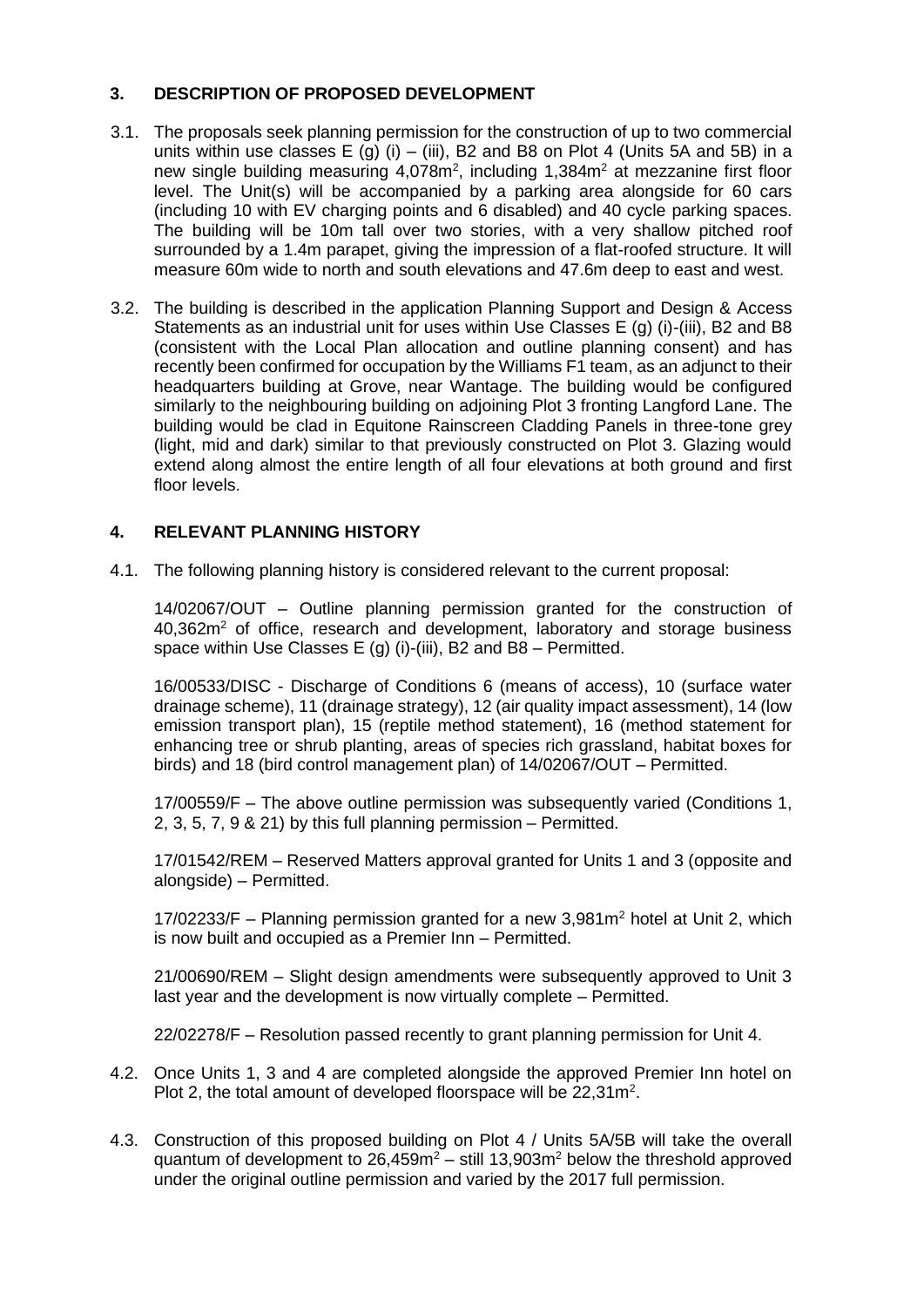## 3. DESCRIPTION OF PROPOSED DEVELOPMENT

3.1. The proposals seek planning permission for the construction of up to two commercial units within use classes E (g) (i) – (iii), B2 and B8 on Plot 4 (Units 5A and 5B) in a new single building measuring 4,078m$^2$, including 1,384m$^2$ at mezzanine first floor level. The Unit(s) will be accompanied by a parking area alongside for 60 cars (including 10 with EV charging points and 6 disabled) and 40 cycle parking spaces. The building will be 10m tall over two stories, with a very shallow pitched roof surrounded by a 1.4m parapet, giving the impression of a flat-roofed structure. It will measure 60m wide to north and south elevations and 47.6m deep to east and west.

3.2. The building is described in the application Planning Support and Design & Access Statements as an industrial unit for uses within Use Classes E (g) (i)-(iii), B2 and B8 (consistent with the Local Plan allocation and outline planning consent) and has recently been confirmed for occupation by the Williams F1 team, as an adjunct to their headquarters building at Grove, near Wantage. The building would be configured similarly to the neighbouring building on adjoining Plot 3 fronting Langford Lane. The building would be clad in Equitone Rainscreen Cladding Panels in three-tone grey (light, mid and dark) similar to that previously constructed on Plot 3. Glazing would extend along almost the entire length of all four elevations at both ground and first floor levels.

## 4. RELEVANT PLANNING HISTORY

4.1. The following planning history is considered relevant to the current proposal:

14/02067/OUT – Outline planning permission granted for the construction of 40,362m$^2$ of office, research and development, laboratory and storage business space within Use Classes E (g) (i)-(iii), B2 and B8 – Permitted.

16/00533/DISC - Discharge of Conditions 6 (means of access), 10 (surface water drainage scheme), 11 (drainage strategy), 12 (air quality impact assessment), 14 (low emission transport plan), 15 (reptile method statement), 16 (method statement for enhancing tree or shrub planting, areas of species rich grassland, habitat boxes for birds) and 18 (bird control management plan) of 14/02067/OUT – Permitted.

17/00559/F – The above outline permission was subsequently varied (Conditions 1, 2, 3, 5, 7, 9 & 21) by this full planning permission – Permitted.

17/01542/REM – Reserved Matters approval granted for Units 1 and 3 (opposite and alongside) – Permitted.

17/02233/F – Planning permission granted for a new 3,981m$^2$ hotel at Unit 2, which is now built and occupied as a Premier Inn – Permitted.

21/00690/REM – Slight design amendments were subsequently approved to Unit 3 last year and the development is now virtually complete – Permitted.

22/02278/F – Resolution passed recently to grant planning permission for Unit 4.

4.2. Once Units 1, 3 and 4 are completed alongside the approved Premier Inn hotel on Plot 2, the total amount of developed floorspace will be 22,31m$^2$.

4.3. Construction of this proposed building on Plot 4 / Units 5A/5B will take the overall quantum of development to 26,459m$^2$ – still 13,903m$^2$ below the threshold approved under the original outline permission and varied by the 2017 full permission.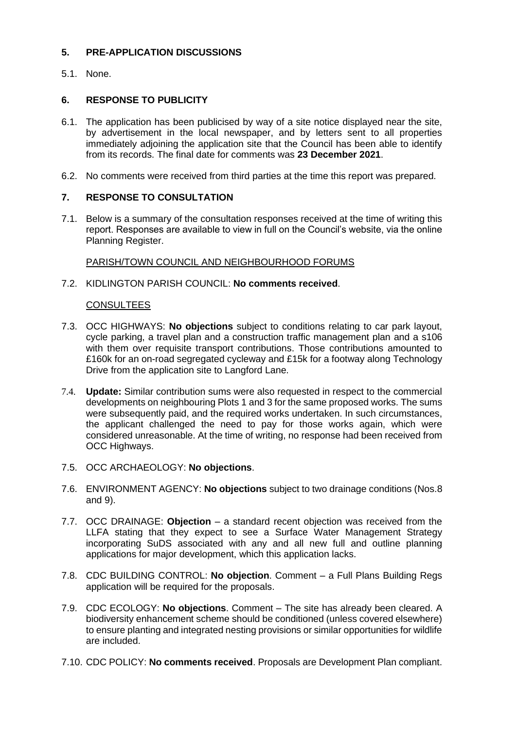## 5. PRE-APPLICATION DISCUSSIONS

5.1. None.

## 6. RESPONSE TO PUBLICITY

6.1. The application has been publicised by way of a site notice displayed near the site, by advertisement in the local newspaper, and by letters sent to all properties immediately adjoining the application site that the Council has been able to identify from its records. The final date for comments was **23 December 2021**.

6.2. No comments were received from third parties at the time this report was prepared.

## 7. RESPONSE TO CONSULTATION

7.1. Below is a summary of the consultation responses received at the time of writing this report. Responses are available to view in full on the Council's website, via the online Planning Register.

PARISH/TOWN COUNCIL AND NEIGHBOURHOOD FORUMS

7.2. KIDLINGTON PARISH COUNCIL: **No comments received**.

CONSULTEES

7.3. OCC HIGHWAYS: **No objections** subject to conditions relating to car park layout, cycle parking, a travel plan and a construction traffic management plan and a s106 with them over requisite transport contributions. Those contributions amounted to £160k for an on-road segregated cycleway and £15k for a footway along Technology Drive from the application site to Langford Lane.

7.4. **Update:** Similar contribution sums were also requested in respect to the commercial developments on neighbouring Plots 1 and 3 for the same proposed works. The sums were subsequently paid, and the required works undertaken. In such circumstances, the applicant challenged the need to pay for those works again, which were considered unreasonable. At the time of writing, no response had been received from OCC Highways.

7.5. OCC ARCHAEOLOGY: **No objections**.

7.6. ENVIRONMENT AGENCY: **No objections** subject to two drainage conditions (Nos.8 and 9).

7.7. OCC DRAINAGE: **Objection** – a standard recent objection was received from the LLFA stating that they expect to see a Surface Water Management Strategy incorporating SuDS associated with any and all new full and outline planning applications for major development, which this application lacks.

7.8. CDC BUILDING CONTROL: **No objection**. Comment – a Full Plans Building Regs application will be required for the proposals.

7.9. CDC ECOLOGY: **No objections**. Comment – The site has already been cleared. A biodiversity enhancement scheme should be conditioned (unless covered elsewhere) to ensure planting and integrated nesting provisions or similar opportunities for wildlife are included.

7.10. CDC POLICY: **No comments received**. Proposals are Development Plan compliant.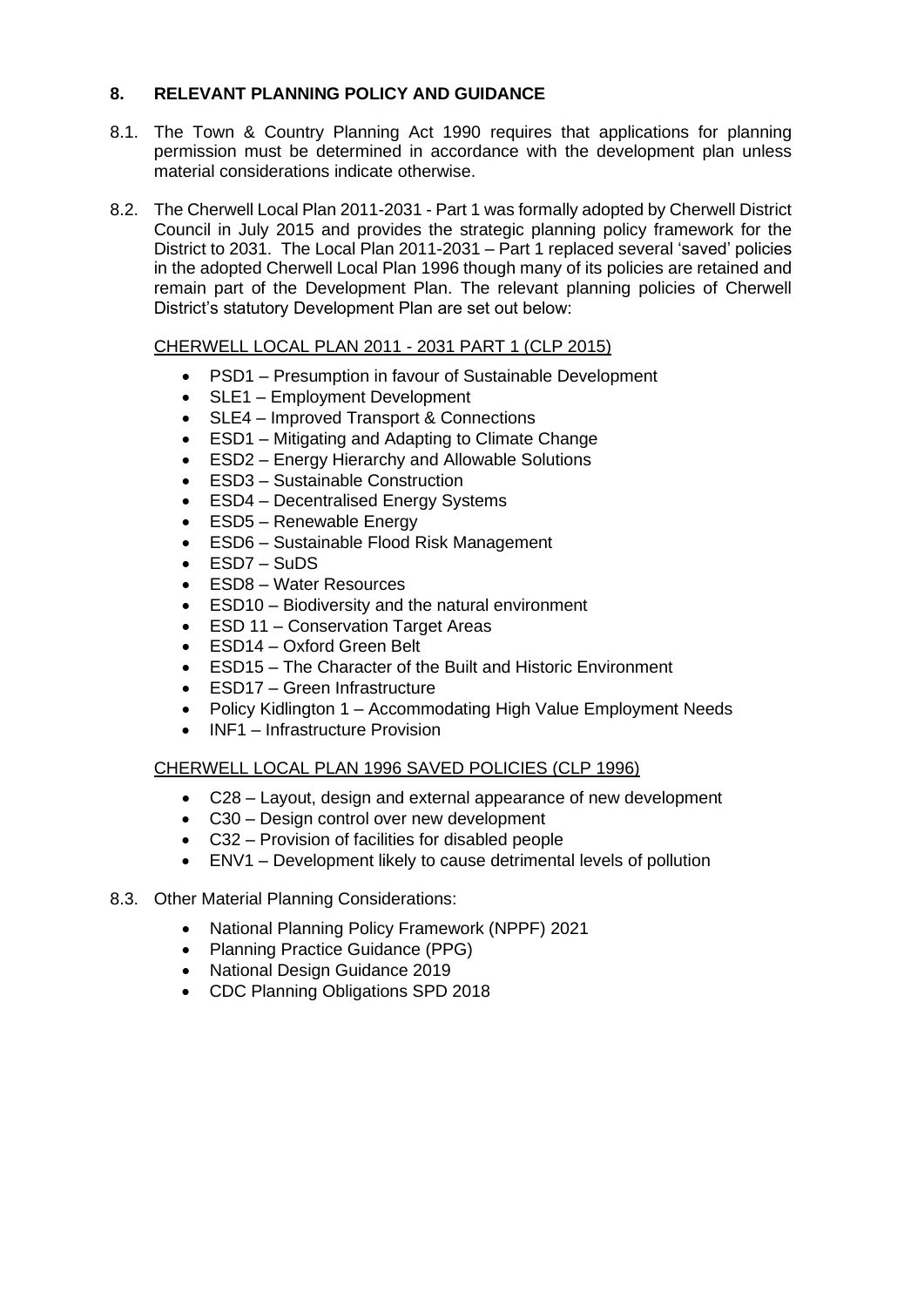## 8. RELEVANT PLANNING POLICY AND GUIDANCE

8.1. The Town & Country Planning Act 1990 requires that applications for planning permission must be determined in accordance with the development plan unless material considerations indicate otherwise.

8.2. The Cherwell Local Plan 2011-2031 - Part 1 was formally adopted by Cherwell District Council in July 2015 and provides the strategic planning policy framework for the District to 2031. The Local Plan 2011-2031 – Part 1 replaced several 'saved' policies in the adopted Cherwell Local Plan 1996 though many of its policies are retained and remain part of the Development Plan. The relevant planning policies of Cherwell District's statutory Development Plan are set out below:

<u>CHERWELL LOCAL PLAN 2011 - 2031 PART 1 (CLP 2015)</u>

- PSD1 – Presumption in favour of Sustainable Development
- SLE1 – Employment Development
- SLE4 – Improved Transport & Connections
- ESD1 – Mitigating and Adapting to Climate Change
- ESD2 – Energy Hierarchy and Allowable Solutions
- ESD3 – Sustainable Construction
- ESD4 – Decentralised Energy Systems
- ESD5 – Renewable Energy
- ESD6 – Sustainable Flood Risk Management
- ESD7 – SuDS
- ESD8 – Water Resources
- ESD10 – Biodiversity and the natural environment
- ESD 11 – Conservation Target Areas
- ESD14 – Oxford Green Belt
- ESD15 – The Character of the Built and Historic Environment
- ESD17 – Green Infrastructure
- Policy Kidlington 1 – Accommodating High Value Employment Needs
- INF1 – Infrastructure Provision

<u>CHERWELL LOCAL PLAN 1996 SAVED POLICIES (CLP 1996)</u>

- C28 – Layout, design and external appearance of new development
- C30 – Design control over new development
- C32 – Provision of facilities for disabled people
- ENV1 – Development likely to cause detrimental levels of pollution

8.3. Other Material Planning Considerations:

- National Planning Policy Framework (NPPF) 2021
- Planning Practice Guidance (PPG)
- National Design Guidance 2019
- CDC Planning Obligations SPD 2018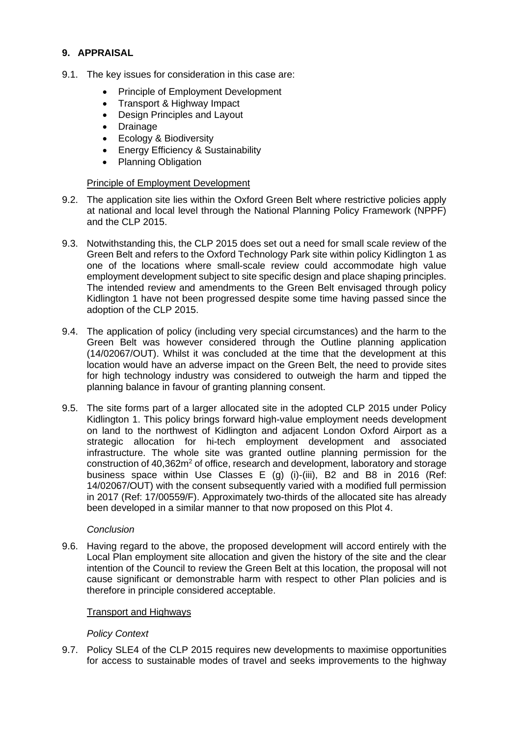## 9. APPRAISAL

9.1. The key issues for consideration in this case are:

- Principle of Employment Development
- Transport & Highway Impact
- Design Principles and Layout
- Drainage
- Ecology & Biodiversity
- Energy Efficiency & Sustainability
- Planning Obligation

<u>Principle of Employment Development</u>

9.2. The application site lies within the Oxford Green Belt where restrictive policies apply at national and local level through the National Planning Policy Framework (NPPF) and the CLP 2015.

9.3. Notwithstanding this, the CLP 2015 does set out a need for small scale review of the Green Belt and refers to the Oxford Technology Park site within policy Kidlington 1 as one of the locations where small-scale review could accommodate high value employment development subject to site specific design and place shaping principles. The intended review and amendments to the Green Belt envisaged through policy Kidlington 1 have not been progressed despite some time having passed since the adoption of the CLP 2015.

9.4. The application of policy (including very special circumstances) and the harm to the Green Belt was however considered through the Outline planning application (14/02067/OUT). Whilst it was concluded at the time that the development at this location would have an adverse impact on the Green Belt, the need to provide sites for high technology industry was considered to outweigh the harm and tipped the planning balance in favour of granting planning consent.

9.5. The site forms part of a larger allocated site in the adopted CLP 2015 under Policy Kidlington 1. This policy brings forward high-value employment needs development on land to the northwest of Kidlington and adjacent London Oxford Airport as a strategic allocation for hi-tech employment development and associated infrastructure. The whole site was granted outline planning permission for the construction of 40,362m$^2$ of office, research and development, laboratory and storage business space within Use Classes E (g) (i)-(iii), B2 and B8 in 2016 (Ref: 14/02067/OUT) with the consent subsequently varied with a modified full permission in 2017 (Ref: 17/00559/F). Approximately two-thirds of the allocated site has already been developed in a similar manner to that now proposed on this Plot 4.

*Conclusion*

9.6. Having regard to the above, the proposed development will accord entirely with the Local Plan employment site allocation and given the history of the site and the clear intention of the Council to review the Green Belt at this location, the proposal will not cause significant or demonstrable harm with respect to other Plan policies and is therefore in principle considered acceptable.

<u>Transport and Highways</u>

*Policy Context*

9.7. Policy SLE4 of the CLP 2015 requires new developments to maximise opportunities for access to sustainable modes of travel and seeks improvements to the highway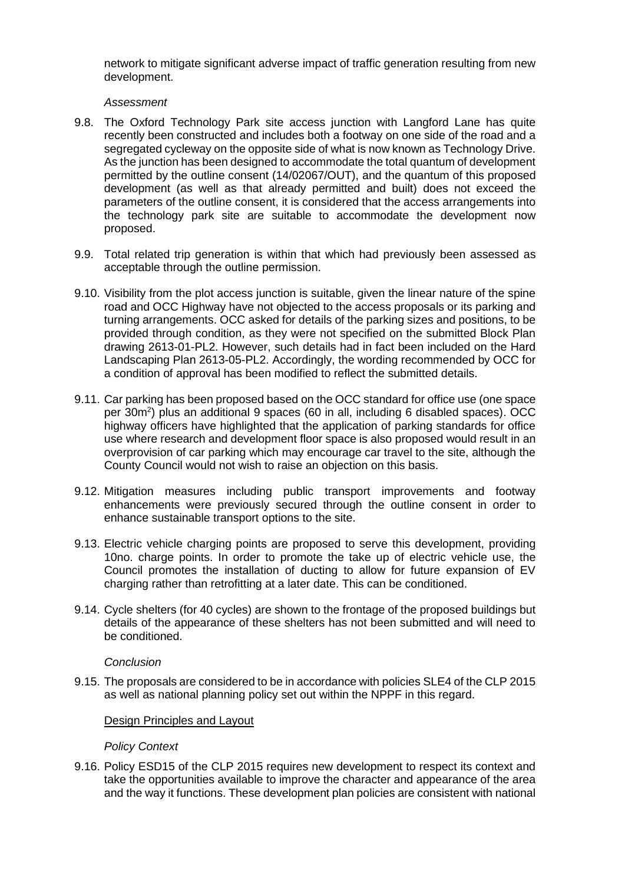network to mitigate significant adverse impact of traffic generation resulting from new development.

*Assessment*

9.8. The Oxford Technology Park site access junction with Langford Lane has quite recently been constructed and includes both a footway on one side of the road and a segregated cycleway on the opposite side of what is now known as Technology Drive. As the junction has been designed to accommodate the total quantum of development permitted by the outline consent (14/02067/OUT), and the quantum of this proposed development (as well as that already permitted and built) does not exceed the parameters of the outline consent, it is considered that the access arrangements into the technology park site are suitable to accommodate the development now proposed.

9.9. Total related trip generation is within that which had previously been assessed as acceptable through the outline permission.

9.10. Visibility from the plot access junction is suitable, given the linear nature of the spine road and OCC Highway have not objected to the access proposals or its parking and turning arrangements. OCC asked for details of the parking sizes and positions, to be provided through condition, as they were not specified on the submitted Block Plan drawing 2613-01-PL2. However, such details had in fact been included on the Hard Landscaping Plan 2613-05-PL2. Accordingly, the wording recommended by OCC for a condition of approval has been modified to reflect the submitted details.

9.11. Car parking has been proposed based on the OCC standard for office use (one space per $30m^2$) plus an additional 9 spaces (60 in all, including 6 disabled spaces). OCC highway officers have highlighted that the application of parking standards for office use where research and development floor space is also proposed would result in an overprovision of car parking which may encourage car travel to the site, although the County Council would not wish to raise an objection on this basis.

9.12. Mitigation measures including public transport improvements and footway enhancements were previously secured through the outline consent in order to enhance sustainable transport options to the site.

9.13. Electric vehicle charging points are proposed to serve this development, providing 10no. charge points. In order to promote the take up of electric vehicle use, the Council promotes the installation of ducting to allow for future expansion of EV charging rather than retrofitting at a later date. This can be conditioned.

9.14. Cycle shelters (for 40 cycles) are shown to the frontage of the proposed buildings but details of the appearance of these shelters has not been submitted and will need to be conditioned.

*Conclusion*

9.15. The proposals are considered to be in accordance with policies SLE4 of the CLP 2015 as well as national planning policy set out within the NPPF in this regard.

<u>Design Principles and Layout</u>

*Policy Context*

9.16. Policy ESD15 of the CLP 2015 requires new development to respect its context and take the opportunities available to improve the character and appearance of the area and the way it functions. These development plan policies are consistent with national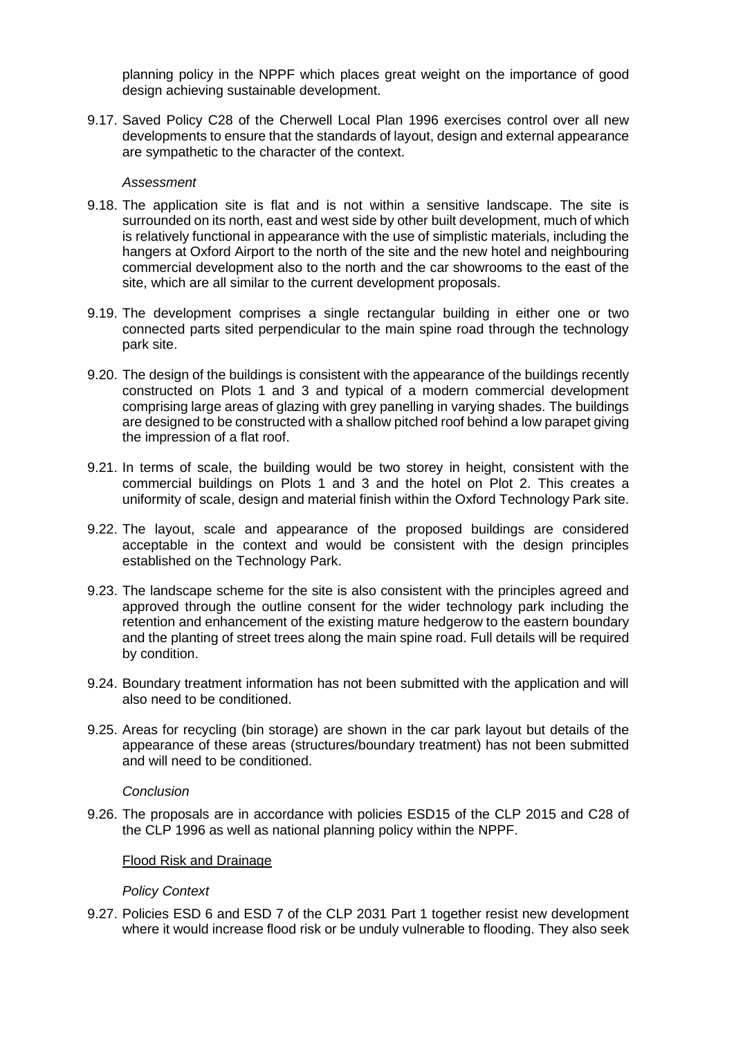planning policy in the NPPF which places great weight on the importance of good design achieving sustainable development.

9.17. Saved Policy C28 of the Cherwell Local Plan 1996 exercises control over all new developments to ensure that the standards of layout, design and external appearance are sympathetic to the character of the context.

*Assessment*

9.18. The application site is flat and is not within a sensitive landscape. The site is surrounded on its north, east and west side by other built development, much of which is relatively functional in appearance with the use of simplistic materials, including the hangers at Oxford Airport to the north of the site and the new hotel and neighbouring commercial development also to the north and the car showrooms to the east of the site, which are all similar to the current development proposals.

9.19. The development comprises a single rectangular building in either one or two connected parts sited perpendicular to the main spine road through the technology park site.

9.20. The design of the buildings is consistent with the appearance of the buildings recently constructed on Plots 1 and 3 and typical of a modern commercial development comprising large areas of glazing with grey panelling in varying shades. The buildings are designed to be constructed with a shallow pitched roof behind a low parapet giving the impression of a flat roof.

9.21. In terms of scale, the building would be two storey in height, consistent with the commercial buildings on Plots 1 and 3 and the hotel on Plot 2. This creates a uniformity of scale, design and material finish within the Oxford Technology Park site.

9.22. The layout, scale and appearance of the proposed buildings are considered acceptable in the context and would be consistent with the design principles established on the Technology Park.

9.23. The landscape scheme for the site is also consistent with the principles agreed and approved through the outline consent for the wider technology park including the retention and enhancement of the existing mature hedgerow to the eastern boundary and the planting of street trees along the main spine road. Full details will be required by condition.

9.24. Boundary treatment information has not been submitted with the application and will also need to be conditioned.

9.25. Areas for recycling (bin storage) are shown in the car park layout but details of the appearance of these areas (structures/boundary treatment) has not been submitted and will need to be conditioned.

*Conclusion*

9.26. The proposals are in accordance with policies ESD15 of the CLP 2015 and C28 of the CLP 1996 as well as national planning policy within the NPPF.

Flood Risk and Drainage

*Policy Context*

9.27. Policies ESD 6 and ESD 7 of the CLP 2031 Part 1 together resist new development where it would increase flood risk or be unduly vulnerable to flooding. They also seek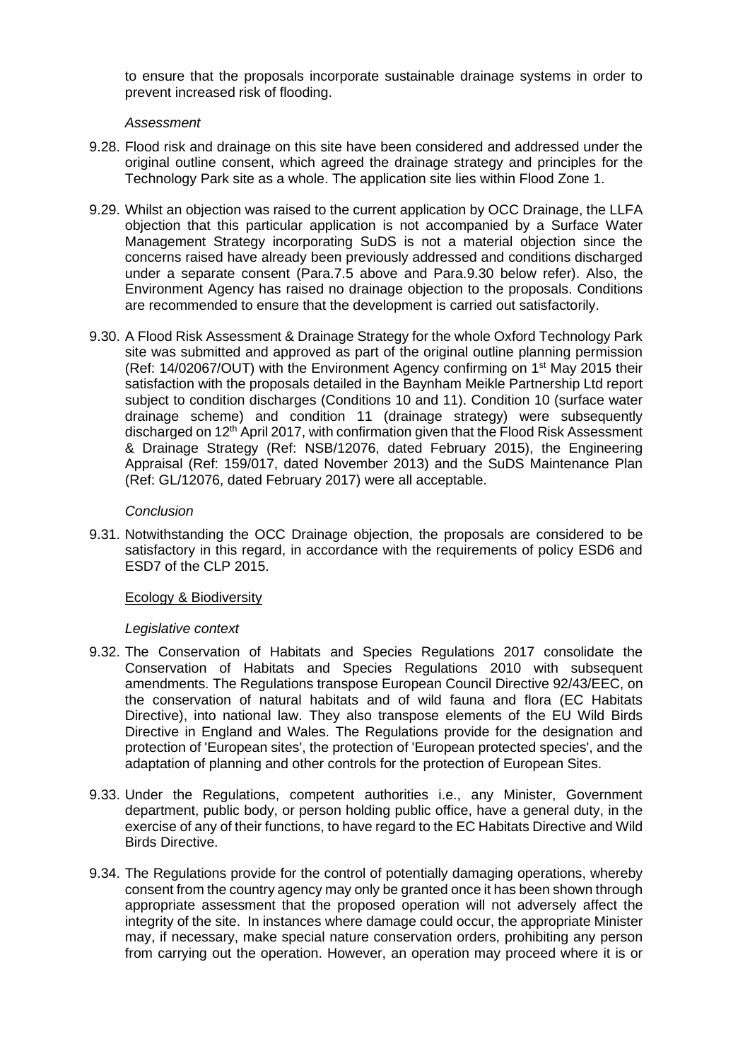to ensure that the proposals incorporate sustainable drainage systems in order to prevent increased risk of flooding.

*Assessment*

9.28. Flood risk and drainage on this site have been considered and addressed under the original outline consent, which agreed the drainage strategy and principles for the Technology Park site as a whole. The application site lies within Flood Zone 1.

9.29. Whilst an objection was raised to the current application by OCC Drainage, the LLFA objection that this particular application is not accompanied by a Surface Water Management Strategy incorporating SuDS is not a material objection since the concerns raised have already been previously addressed and conditions discharged under a separate consent (Para.7.5 above and Para.9.30 below refer). Also, the Environment Agency has raised no drainage objection to the proposals. Conditions are recommended to ensure that the development is carried out satisfactorily.

9.30. A Flood Risk Assessment & Drainage Strategy for the whole Oxford Technology Park site was submitted and approved as part of the original outline planning permission (Ref: 14/02067/OUT) with the Environment Agency confirming on 1st May 2015 their satisfaction with the proposals detailed in the Baynham Meikle Partnership Ltd report subject to condition discharges (Conditions 10 and 11). Condition 10 (surface water drainage scheme) and condition 11 (drainage strategy) were subsequently discharged on 12th April 2017, with confirmation given that the Flood Risk Assessment & Drainage Strategy (Ref: NSB/12076, dated February 2015), the Engineering Appraisal (Ref: 159/017, dated November 2013) and the SuDS Maintenance Plan (Ref: GL/12076, dated February 2017) were all acceptable.

*Conclusion*

9.31. Notwithstanding the OCC Drainage objection, the proposals are considered to be satisfactory in this regard, in accordance with the requirements of policy ESD6 and ESD7 of the CLP 2015.

Ecology & Biodiversity

*Legislative context*

9.32. The Conservation of Habitats and Species Regulations 2017 consolidate the Conservation of Habitats and Species Regulations 2010 with subsequent amendments. The Regulations transpose European Council Directive 92/43/EEC, on the conservation of natural habitats and of wild fauna and flora (EC Habitats Directive), into national law. They also transpose elements of the EU Wild Birds Directive in England and Wales. The Regulations provide for the designation and protection of 'European sites', the protection of 'European protected species', and the adaptation of planning and other controls for the protection of European Sites.

9.33. Under the Regulations, competent authorities i.e., any Minister, Government department, public body, or person holding public office, have a general duty, in the exercise of any of their functions, to have regard to the EC Habitats Directive and Wild Birds Directive.

9.34. The Regulations provide for the control of potentially damaging operations, whereby consent from the country agency may only be granted once it has been shown through appropriate assessment that the proposed operation will not adversely affect the integrity of the site. In instances where damage could occur, the appropriate Minister may, if necessary, make special nature conservation orders, prohibiting any person from carrying out the operation. However, an operation may proceed where it is or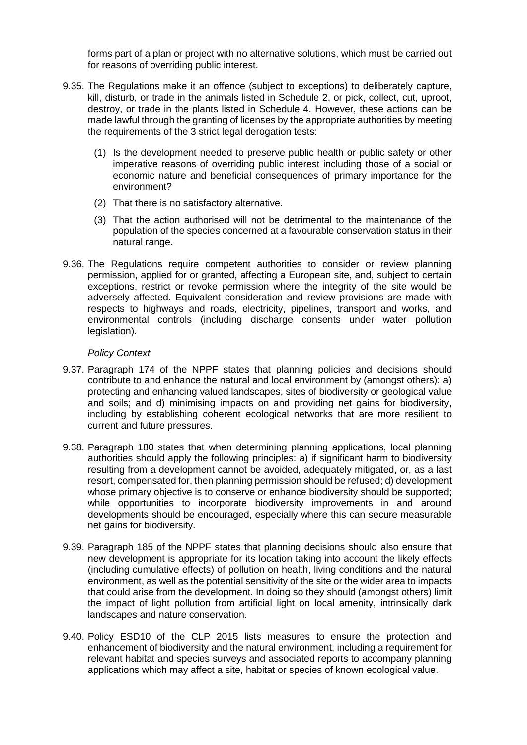forms part of a plan or project with no alternative solutions, which must be carried out for reasons of overriding public interest.

9.35. The Regulations make it an offence (subject to exceptions) to deliberately capture, kill, disturb, or trade in the animals listed in Schedule 2, or pick, collect, cut, uproot, destroy, or trade in the plants listed in Schedule 4. However, these actions can be made lawful through the granting of licenses by the appropriate authorities by meeting the requirements of the 3 strict legal derogation tests:

(1) Is the development needed to preserve public health or public safety or other imperative reasons of overriding public interest including those of a social or economic nature and beneficial consequences of primary importance for the environment?

(2) That there is no satisfactory alternative.

(3) That the action authorised will not be detrimental to the maintenance of the population of the species concerned at a favourable conservation status in their natural range.

9.36. The Regulations require competent authorities to consider or review planning permission, applied for or granted, affecting a European site, and, subject to certain exceptions, restrict or revoke permission where the integrity of the site would be adversely affected. Equivalent consideration and review provisions are made with respects to highways and roads, electricity, pipelines, transport and works, and environmental controls (including discharge consents under water pollution legislation).

*Policy Context*

9.37. Paragraph 174 of the NPPF states that planning policies and decisions should contribute to and enhance the natural and local environment by (amongst others): a) protecting and enhancing valued landscapes, sites of biodiversity or geological value and soils; and d) minimising impacts on and providing net gains for biodiversity, including by establishing coherent ecological networks that are more resilient to current and future pressures.

9.38. Paragraph 180 states that when determining planning applications, local planning authorities should apply the following principles: a) if significant harm to biodiversity resulting from a development cannot be avoided, adequately mitigated, or, as a last resort, compensated for, then planning permission should be refused; d) development whose primary objective is to conserve or enhance biodiversity should be supported; while opportunities to incorporate biodiversity improvements in and around developments should be encouraged, especially where this can secure measurable net gains for biodiversity.

9.39. Paragraph 185 of the NPPF states that planning decisions should also ensure that new development is appropriate for its location taking into account the likely effects (including cumulative effects) of pollution on health, living conditions and the natural environment, as well as the potential sensitivity of the site or the wider area to impacts that could arise from the development. In doing so they should (amongst others) limit the impact of light pollution from artificial light on local amenity, intrinsically dark landscapes and nature conservation.

9.40. Policy ESD10 of the CLP 2015 lists measures to ensure the protection and enhancement of biodiversity and the natural environment, including a requirement for relevant habitat and species surveys and associated reports to accompany planning applications which may affect a site, habitat or species of known ecological value.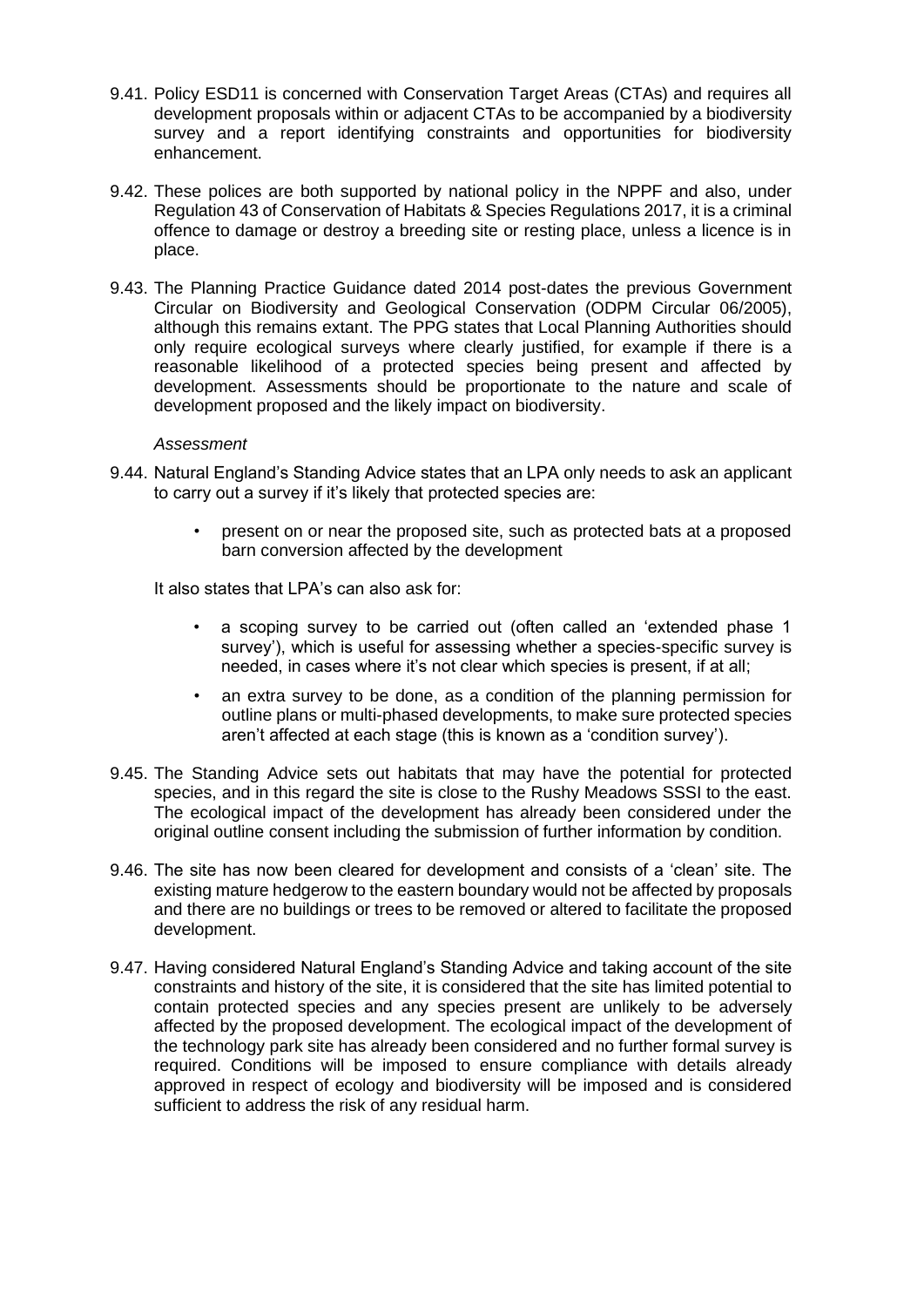9.41. Policy ESD11 is concerned with Conservation Target Areas (CTAs) and requires all development proposals within or adjacent CTAs to be accompanied by a biodiversity survey and a report identifying constraints and opportunities for biodiversity enhancement.

9.42. These polices are both supported by national policy in the NPPF and also, under Regulation 43 of Conservation of Habitats & Species Regulations 2017, it is a criminal offence to damage or destroy a breeding site or resting place, unless a licence is in place.

9.43. The Planning Practice Guidance dated 2014 post-dates the previous Government Circular on Biodiversity and Geological Conservation (ODPM Circular 06/2005), although this remains extant. The PPG states that Local Planning Authorities should only require ecological surveys where clearly justified, for example if there is a reasonable likelihood of a protected species being present and affected by development. Assessments should be proportionate to the nature and scale of development proposed and the likely impact on biodiversity.

*Assessment*

9.44. Natural England's Standing Advice states that an LPA only needs to ask an applicant to carry out a survey if it's likely that protected species are:

- present on or near the proposed site, such as protected bats at a proposed barn conversion affected by the development

It also states that LPA's can also ask for:

- a scoping survey to be carried out (often called an 'extended phase 1 survey'), which is useful for assessing whether a species-specific survey is needed, in cases where it's not clear which species is present, if at all;
- an extra survey to be done, as a condition of the planning permission for outline plans or multi-phased developments, to make sure protected species aren't affected at each stage (this is known as a 'condition survey').

9.45. The Standing Advice sets out habitats that may have the potential for protected species, and in this regard the site is close to the Rushy Meadows SSSI to the east. The ecological impact of the development has already been considered under the original outline consent including the submission of further information by condition.

9.46. The site has now been cleared for development and consists of a 'clean' site. The existing mature hedgerow to the eastern boundary would not be affected by proposals and there are no buildings or trees to be removed or altered to facilitate the proposed development.

9.47. Having considered Natural England's Standing Advice and taking account of the site constraints and history of the site, it is considered that the site has limited potential to contain protected species and any species present are unlikely to be adversely affected by the proposed development. The ecological impact of the development of the technology park site has already been considered and no further formal survey is required. Conditions will be imposed to ensure compliance with details already approved in respect of ecology and biodiversity will be imposed and is considered sufficient to address the risk of any residual harm.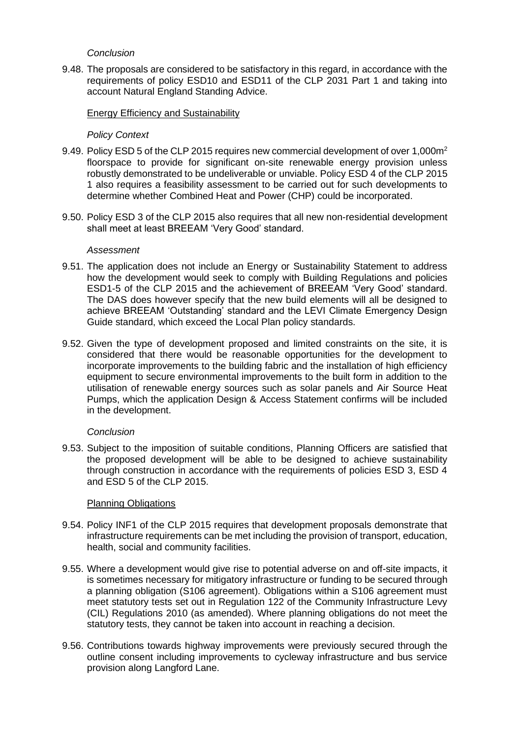*Conclusion*

9.48. The proposals are considered to be satisfactory in this regard, in accordance with the requirements of policy ESD10 and ESD11 of the CLP 2031 Part 1 and taking into account Natural England Standing Advice.

Energy Efficiency and Sustainability

*Policy Context*

9.49. Policy ESD 5 of the CLP 2015 requires new commercial development of over 1,000m$^2$ floorspace to provide for significant on-site renewable energy provision unless robustly demonstrated to be undeliverable or unviable. Policy ESD 4 of the CLP 2015 1 also requires a feasibility assessment to be carried out for such developments to determine whether Combined Heat and Power (CHP) could be incorporated.

9.50. Policy ESD 3 of the CLP 2015 also requires that all new non-residential development shall meet at least BREEAM 'Very Good' standard.

*Assessment*

9.51. The application does not include an Energy or Sustainability Statement to address how the development would seek to comply with Building Regulations and policies ESD1-5 of the CLP 2015 and the achievement of BREEAM 'Very Good' standard. The DAS does however specify that the new build elements will all be designed to achieve BREEAM 'Outstanding' standard and the LEVI Climate Emergency Design Guide standard, which exceed the Local Plan policy standards.

9.52. Given the type of development proposed and limited constraints on the site, it is considered that there would be reasonable opportunities for the development to incorporate improvements to the building fabric and the installation of high efficiency equipment to secure environmental improvements to the built form in addition to the utilisation of renewable energy sources such as solar panels and Air Source Heat Pumps, which the application Design & Access Statement confirms will be included in the development.

*Conclusion*

9.53. Subject to the imposition of suitable conditions, Planning Officers are satisfied that the proposed development will be able to be designed to achieve sustainability through construction in accordance with the requirements of policies ESD 3, ESD 4 and ESD 5 of the CLP 2015.

Planning Obligations

9.54. Policy INF1 of the CLP 2015 requires that development proposals demonstrate that infrastructure requirements can be met including the provision of transport, education, health, social and community facilities.

9.55. Where a development would give rise to potential adverse on and off-site impacts, it is sometimes necessary for mitigatory infrastructure or funding to be secured through a planning obligation (S106 agreement). Obligations within a S106 agreement must meet statutory tests set out in Regulation 122 of the Community Infrastructure Levy (CIL) Regulations 2010 (as amended). Where planning obligations do not meet the statutory tests, they cannot be taken into account in reaching a decision.

9.56. Contributions towards highway improvements were previously secured through the outline consent including improvements to cycleway infrastructure and bus service provision along Langford Lane.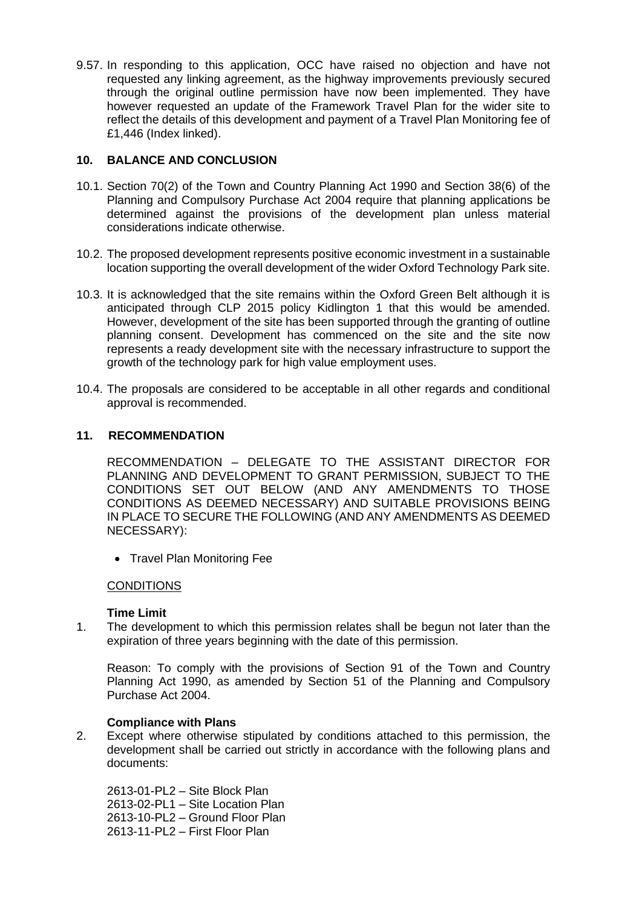9.57. In responding to this application, OCC have raised no objection and have not requested any linking agreement, as the highway improvements previously secured through the original outline permission have now been implemented. They have however requested an update of the Framework Travel Plan for the wider site to reflect the details of this development and payment of a Travel Plan Monitoring fee of £1,446 (Index linked).

## 10. BALANCE AND CONCLUSION

10.1. Section 70(2) of the Town and Country Planning Act 1990 and Section 38(6) of the Planning and Compulsory Purchase Act 2004 require that planning applications be determined against the provisions of the development plan unless material considerations indicate otherwise.

10.2. The proposed development represents positive economic investment in a sustainable location supporting the overall development of the wider Oxford Technology Park site.

10.3. It is acknowledged that the site remains within the Oxford Green Belt although it is anticipated through CLP 2015 policy Kidlington 1 that this would be amended. However, development of the site has been supported through the granting of outline planning consent. Development has commenced on the site and the site now represents a ready development site with the necessary infrastructure to support the growth of the technology park for high value employment uses.

10.4. The proposals are considered to be acceptable in all other regards and conditional approval is recommended.

## 11. RECOMMENDATION

RECOMMENDATION – DELEGATE TO THE ASSISTANT DIRECTOR FOR PLANNING AND DEVELOPMENT TO GRANT PERMISSION, SUBJECT TO THE CONDITIONS SET OUT BELOW (AND ANY AMENDMENTS TO THOSE CONDITIONS AS DEEMED NECESSARY) AND SUITABLE PROVISIONS BEING IN PLACE TO SECURE THE FOLLOWING (AND ANY AMENDMENTS AS DEEMED NECESSARY):

- Travel Plan Monitoring Fee

CONDITIONS

**Time Limit**

1. The development to which this permission relates shall be begun not later than the expiration of three years beginning with the date of this permission.

   Reason: To comply with the provisions of Section 91 of the Town and Country Planning Act 1990, as amended by Section 51 of the Planning and Compulsory Purchase Act 2004.

**Compliance with Plans**

2. Except where otherwise stipulated by conditions attached to this permission, the development shall be carried out strictly in accordance with the following plans and documents:

   2613-01-PL2 – Site Block Plan
   2613-02-PL1 – Site Location Plan
   2613-10-PL2 – Ground Floor Plan
   2613-11-PL2 – First Floor Plan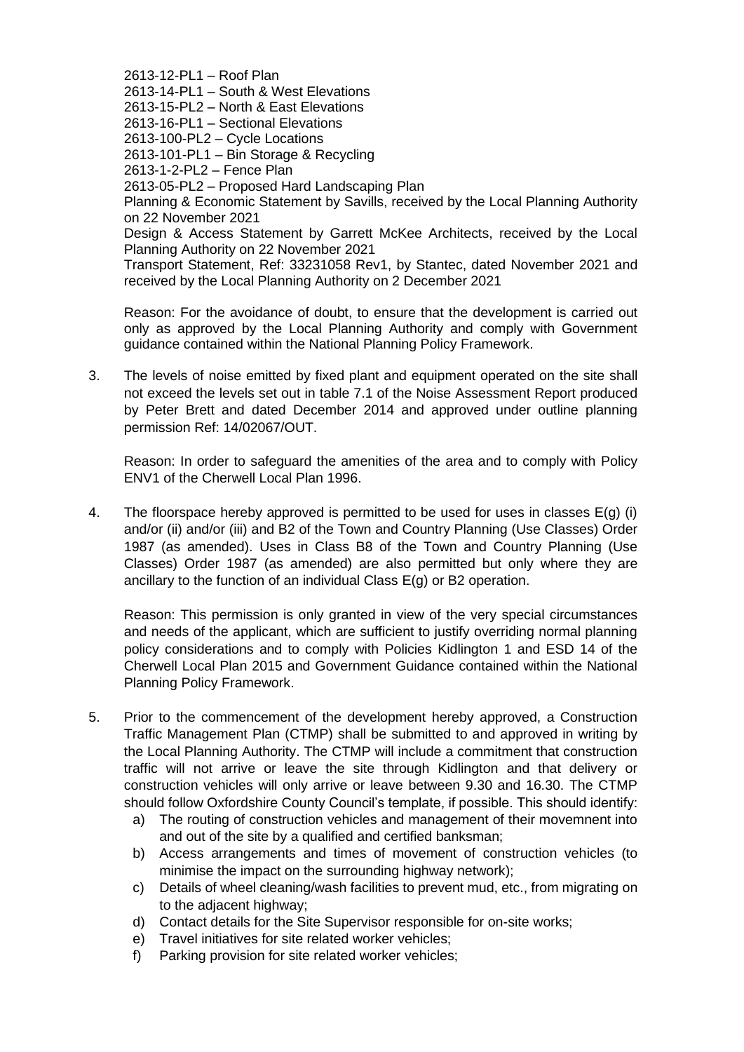2613-12-PL1 – Roof Plan
2613-14-PL1 – South & West Elevations
2613-15-PL2 – North & East Elevations
2613-16-PL1 – Sectional Elevations
2613-100-PL2 – Cycle Locations
2613-101-PL1 – Bin Storage & Recycling
2613-1-2-PL2 – Fence Plan
2613-05-PL2 – Proposed Hard Landscaping Plan
Planning & Economic Statement by Savills, received by the Local Planning Authority on 22 November 2021
Design & Access Statement by Garrett McKee Architects, received by the Local Planning Authority on 22 November 2021
Transport Statement, Ref: 33231058 Rev1, by Stantec, dated November 2021 and received by the Local Planning Authority on 2 December 2021

Reason: For the avoidance of doubt, to ensure that the development is carried out only as approved by the Local Planning Authority and comply with Government guidance contained within the National Planning Policy Framework.

3. The levels of noise emitted by fixed plant and equipment operated on the site shall not exceed the levels set out in table 7.1 of the Noise Assessment Report produced by Peter Brett and dated December 2014 and approved under outline planning permission Ref: 14/02067/OUT.

   Reason: In order to safeguard the amenities of the area and to comply with Policy ENV1 of the Cherwell Local Plan 1996.

4. The floorspace hereby approved is permitted to be used for uses in classes E(g) (i) and/or (ii) and/or (iii) and B2 of the Town and Country Planning (Use Classes) Order 1987 (as amended). Uses in Class B8 of the Town and Country Planning (Use Classes) Order 1987 (as amended) are also permitted but only where they are ancillary to the function of an individual Class E(g) or B2 operation.

   Reason: This permission is only granted in view of the very special circumstances and needs of the applicant, which are sufficient to justify overriding normal planning policy considerations and to comply with Policies Kidlington 1 and ESD 14 of the Cherwell Local Plan 2015 and Government Guidance contained within the National Planning Policy Framework.

5. Prior to the commencement of the development hereby approved, a Construction Traffic Management Plan (CTMP) shall be submitted to and approved in writing by the Local Planning Authority. The CTMP will include a commitment that construction traffic will not arrive or leave the site through Kidlington and that delivery or construction vehicles will only arrive or leave between 9.30 and 16.30. The CTMP should follow Oxfordshire County Council's template, if possible. This should identify:
   a) The routing of construction vehicles and management of their movemnent into and out of the site by a qualified and certified banksman;
   b) Access arrangements and times of movement of construction vehicles (to minimise the impact on the surrounding highway network);
   c) Details of wheel cleaning/wash facilities to prevent mud, etc., from migrating on to the adjacent highway;
   d) Contact details for the Site Supervisor responsible for on-site works;
   e) Travel initiatives for site related worker vehicles;
   f) Parking provision for site related worker vehicles;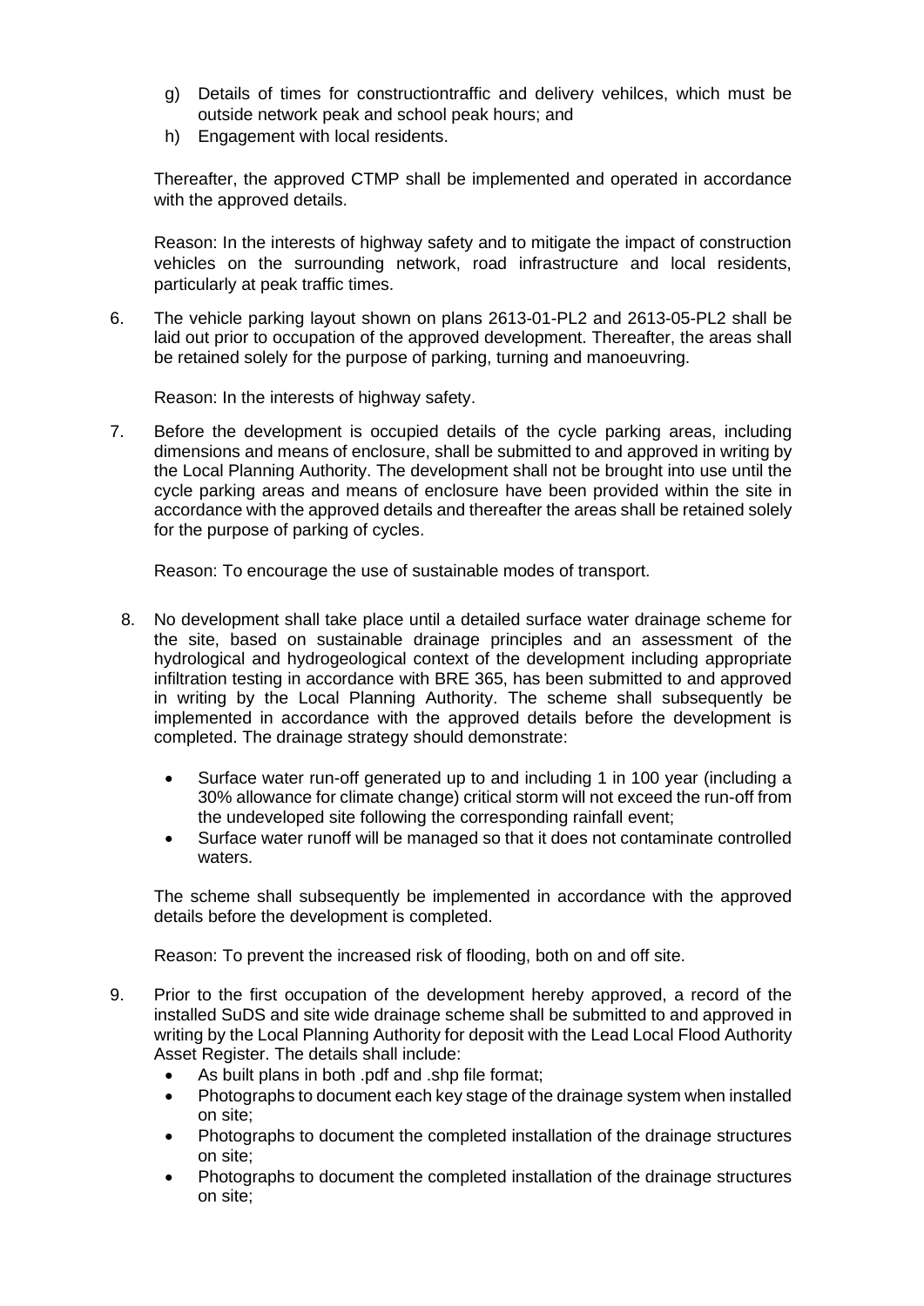g) Details of times for constructiontraffic and delivery vehilces, which must be outside network peak and school peak hours; and
h) Engagement with local residents.

Thereafter, the approved CTMP shall be implemented and operated in accordance with the approved details.

Reason: In the interests of highway safety and to mitigate the impact of construction vehicles on the surrounding network, road infrastructure and local residents, particularly at peak traffic times.

6. The vehicle parking layout shown on plans 2613-01-PL2 and 2613-05-PL2 shall be laid out prior to occupation of the approved development. Thereafter, the areas shall be retained solely for the purpose of parking, turning and manoeuvring.

   Reason: In the interests of highway safety.

7. Before the development is occupied details of the cycle parking areas, including dimensions and means of enclosure, shall be submitted to and approved in writing by the Local Planning Authority. The development shall not be brought into use until the cycle parking areas and means of enclosure have been provided within the site in accordance with the approved details and thereafter the areas shall be retained solely for the purpose of parking of cycles.

   Reason: To encourage the use of sustainable modes of transport.

8. No development shall take place until a detailed surface water drainage scheme for the site, based on sustainable drainage principles and an assessment of the hydrological and hydrogeological context of the development including appropriate infiltration testing in accordance with BRE 365, has been submitted to and approved in writing by the Local Planning Authority. The scheme shall subsequently be implemented in accordance with the approved details before the development is completed. The drainage strategy should demonstrate:

   - Surface water run-off generated up to and including 1 in 100 year (including a 30% allowance for climate change) critical storm will not exceed the run-off from the undeveloped site following the corresponding rainfall event;
   - Surface water runoff will be managed so that it does not contaminate controlled waters.

   The scheme shall subsequently be implemented in accordance with the approved details before the development is completed.

   Reason: To prevent the increased risk of flooding, both on and off site.

9. Prior to the first occupation of the development hereby approved, a record of the installed SuDS and site wide drainage scheme shall be submitted to and approved in writing by the Local Planning Authority for deposit with the Lead Local Flood Authority Asset Register. The details shall include:
   - As built plans in both .pdf and .shp file format;
   - Photographs to document each key stage of the drainage system when installed on site;
   - Photographs to document the completed installation of the drainage structures on site;
   - Photographs to document the completed installation of the drainage structures on site;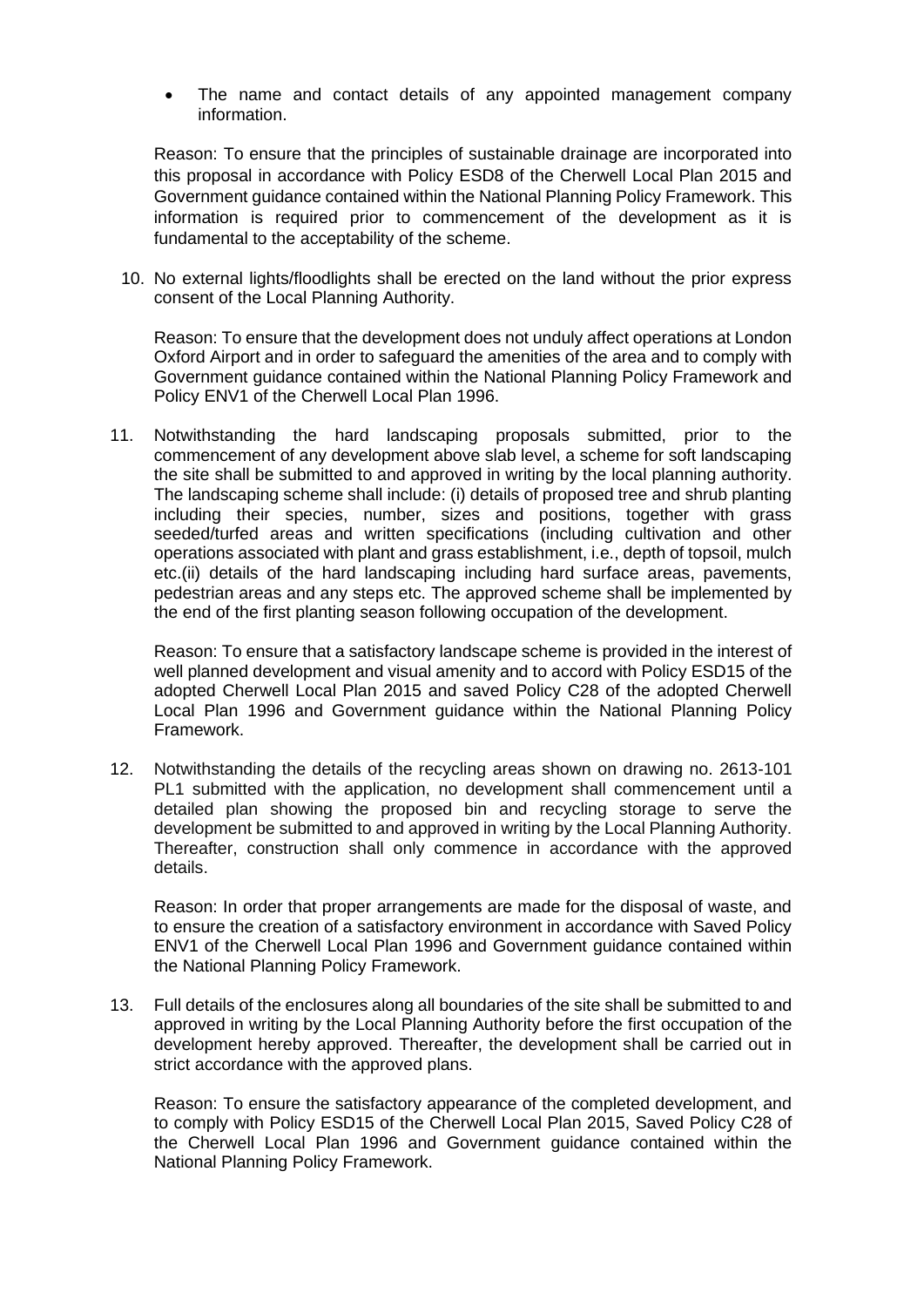- The name and contact details of any appointed management company information.

Reason: To ensure that the principles of sustainable drainage are incorporated into this proposal in accordance with Policy ESD8 of the Cherwell Local Plan 2015 and Government guidance contained within the National Planning Policy Framework. This information is required prior to commencement of the development as it is fundamental to the acceptability of the scheme.

10. No external lights/floodlights shall be erected on the land without the prior express consent of the Local Planning Authority.

    Reason: To ensure that the development does not unduly affect operations at London Oxford Airport and in order to safeguard the amenities of the area and to comply with Government guidance contained within the National Planning Policy Framework and Policy ENV1 of the Cherwell Local Plan 1996.

11. Notwithstanding the hard landscaping proposals submitted, prior to the commencement of any development above slab level, a scheme for soft landscaping the site shall be submitted to and approved in writing by the local planning authority. The landscaping scheme shall include: (i) details of proposed tree and shrub planting including their species, number, sizes and positions, together with grass seeded/turfed areas and written specifications (including cultivation and other operations associated with plant and grass establishment, i.e., depth of topsoil, mulch etc.(ii) details of the hard landscaping including hard surface areas, pavements, pedestrian areas and any steps etc. The approved scheme shall be implemented by the end of the first planting season following occupation of the development.

    Reason: To ensure that a satisfactory landscape scheme is provided in the interest of well planned development and visual amenity and to accord with Policy ESD15 of the adopted Cherwell Local Plan 2015 and saved Policy C28 of the adopted Cherwell Local Plan 1996 and Government guidance within the National Planning Policy Framework.

12. Notwithstanding the details of the recycling areas shown on drawing no. 2613-101 PL1 submitted with the application, no development shall commencement until a detailed plan showing the proposed bin and recycling storage to serve the development be submitted to and approved in writing by the Local Planning Authority. Thereafter, construction shall only commence in accordance with the approved details.

    Reason: In order that proper arrangements are made for the disposal of waste, and to ensure the creation of a satisfactory environment in accordance with Saved Policy ENV1 of the Cherwell Local Plan 1996 and Government guidance contained within the National Planning Policy Framework.

13. Full details of the enclosures along all boundaries of the site shall be submitted to and approved in writing by the Local Planning Authority before the first occupation of the development hereby approved. Thereafter, the development shall be carried out in strict accordance with the approved plans.

    Reason: To ensure the satisfactory appearance of the completed development, and to comply with Policy ESD15 of the Cherwell Local Plan 2015, Saved Policy C28 of the Cherwell Local Plan 1996 and Government guidance contained within the National Planning Policy Framework.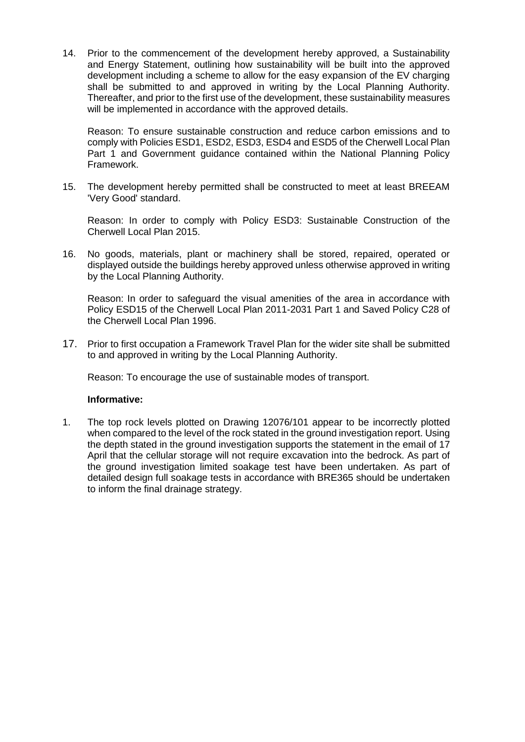14. Prior to the commencement of the development hereby approved, a Sustainability and Energy Statement, outlining how sustainability will be built into the approved development including a scheme to allow for the easy expansion of the EV charging shall be submitted to and approved in writing by the Local Planning Authority. Thereafter, and prior to the first use of the development, these sustainability measures will be implemented in accordance with the approved details.

    Reason: To ensure sustainable construction and reduce carbon emissions and to comply with Policies ESD1, ESD2, ESD3, ESD4 and ESD5 of the Cherwell Local Plan Part 1 and Government guidance contained within the National Planning Policy Framework.

15. The development hereby permitted shall be constructed to meet at least BREEAM 'Very Good' standard.

    Reason: In order to comply with Policy ESD3: Sustainable Construction of the Cherwell Local Plan 2015.

16. No goods, materials, plant or machinery shall be stored, repaired, operated or displayed outside the buildings hereby approved unless otherwise approved in writing by the Local Planning Authority.

    Reason: In order to safeguard the visual amenities of the area in accordance with Policy ESD15 of the Cherwell Local Plan 2011-2031 Part 1 and Saved Policy C28 of the Cherwell Local Plan 1996.

17. Prior to first occupation a Framework Travel Plan for the wider site shall be submitted to and approved in writing by the Local Planning Authority.

    Reason: To encourage the use of sustainable modes of transport.

**Informative:**

1. The top rock levels plotted on Drawing 12076/101 appear to be incorrectly plotted when compared to the level of the rock stated in the ground investigation report. Using the depth stated in the ground investigation supports the statement in the email of 17 April that the cellular storage will not require excavation into the bedrock. As part of the ground investigation limited soakage test have been undertaken. As part of detailed design full soakage tests in accordance with BRE365 should be undertaken to inform the final drainage strategy.